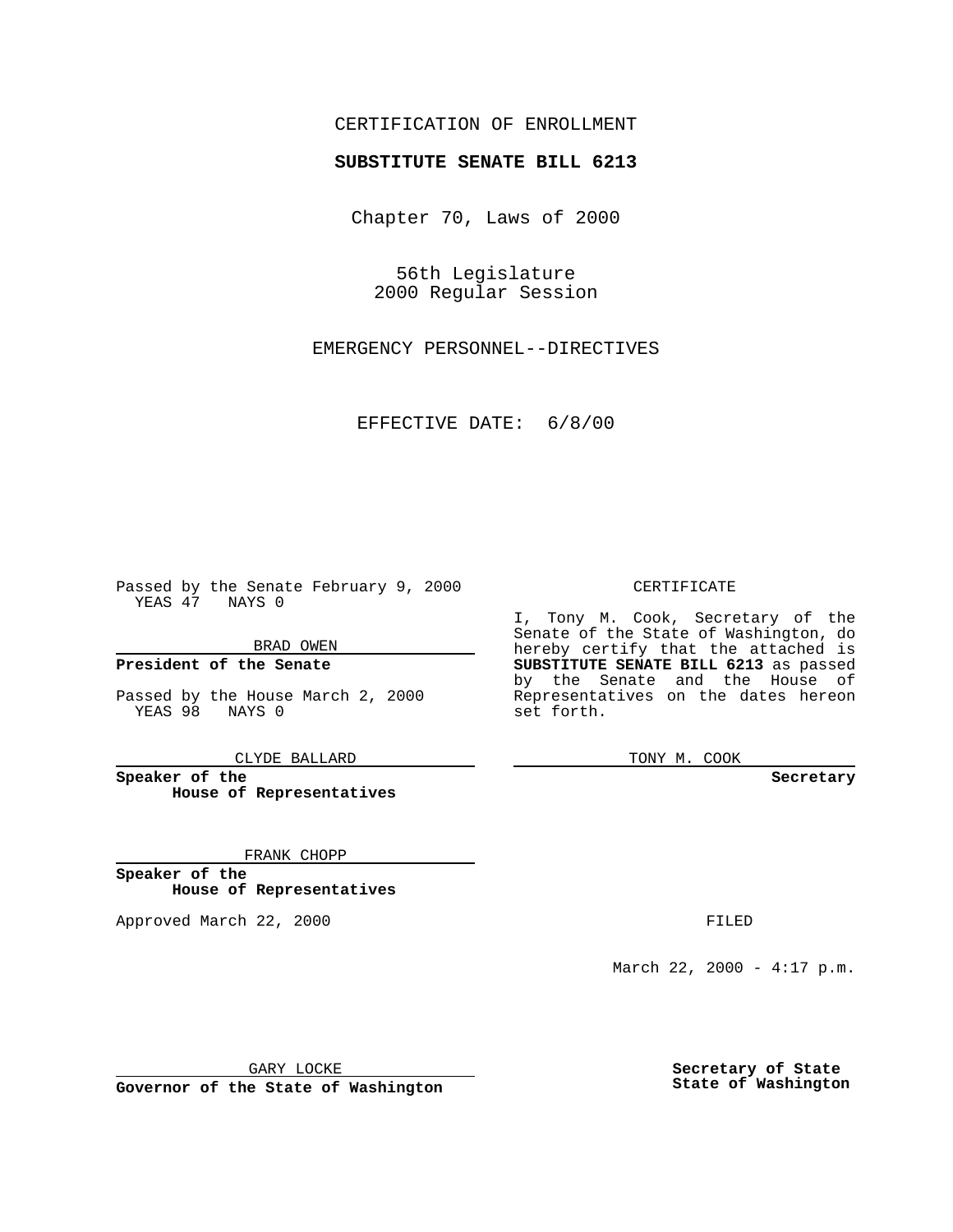CERTIFICATION OF ENROLLMENT

**SUBSTITUTE SENATE BILL 6213**

Chapter 70, Laws of 2000

56th Legislature
2000 Regular Session

EMERGENCY PERSONNEL--DIRECTIVES

EFFECTIVE DATE: 6/8/00

Passed by the Senate February 9, 2000
YEAS 47 NAYS 0

BRAD OWEN

**President of the Senate**

Passed by the House March 2, 2000
YEAS 98 NAYS 0

CLYDE BALLARD

**Speaker of the House of Representatives**

FRANK CHOPP

**Speaker of the House of Representatives**

Approved March 22, 2000

GARY LOCKE

**Governor of the State of Washington**

CERTIFICATE

I, Tony M. Cook, Secretary of the Senate of the State of Washington, do hereby certify that the attached is **SUBSTITUTE SENATE BILL 6213** as passed by the Senate and the House of Representatives on the dates hereon set forth.

TONY M. COOK

**Secretary**

FILED

March 22, 2000 - 4:17 p.m.

**Secretary of State**
**State of Washington**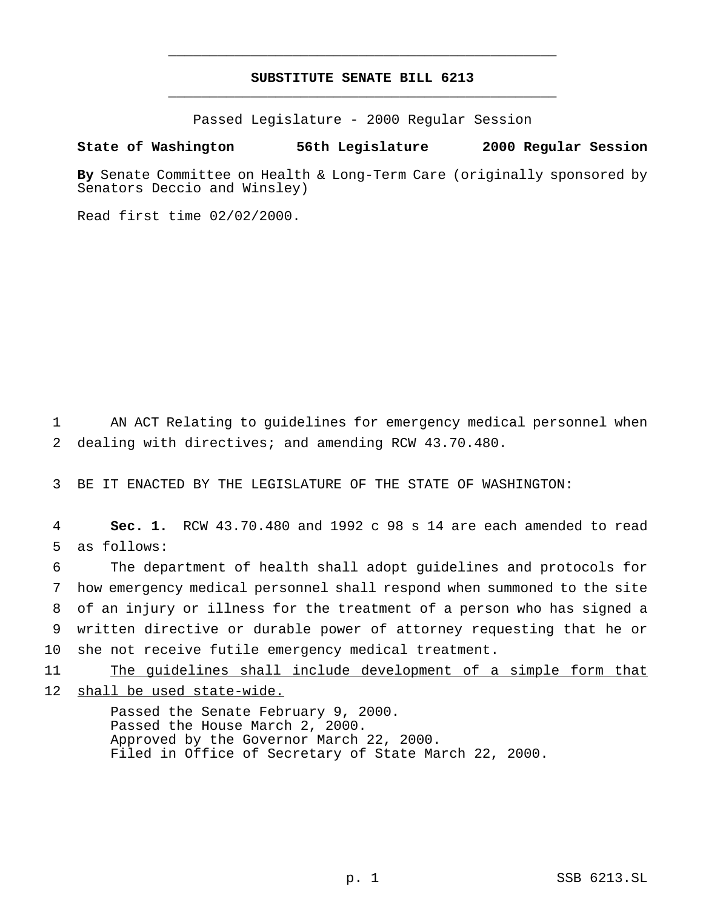# SUBSTITUTE SENATE BILL 6213

Passed Legislature - 2000 Regular Session

**State of Washington** **56th Legislature** **2000 Regular Session**

**By** Senate Committee on Health & Long-Term Care (originally sponsored by Senators Deccio and Winsley)

Read first time 02/02/2000.

AN ACT Relating to guidelines for emergency medical personnel when dealing with directives; and amending RCW 43.70.480.

BE IT ENACTED BY THE LEGISLATURE OF THE STATE OF WASHINGTON:

**Sec. 1.** RCW 43.70.480 and 1992 c 98 s 14 are each amended to read as follows:

The department of health shall adopt guidelines and protocols for how emergency medical personnel shall respond when summoned to the site of an injury or illness for the treatment of a person who has signed a written directive or durable power of attorney requesting that he or she not receive futile emergency medical treatment.

<u>The guidelines shall include development of a simple form that shall be used state-wide.</u>

Passed the Senate February 9, 2000.
Passed the House March 2, 2000.
Approved by the Governor March 22, 2000.
Filed in Office of Secretary of State March 22, 2000.